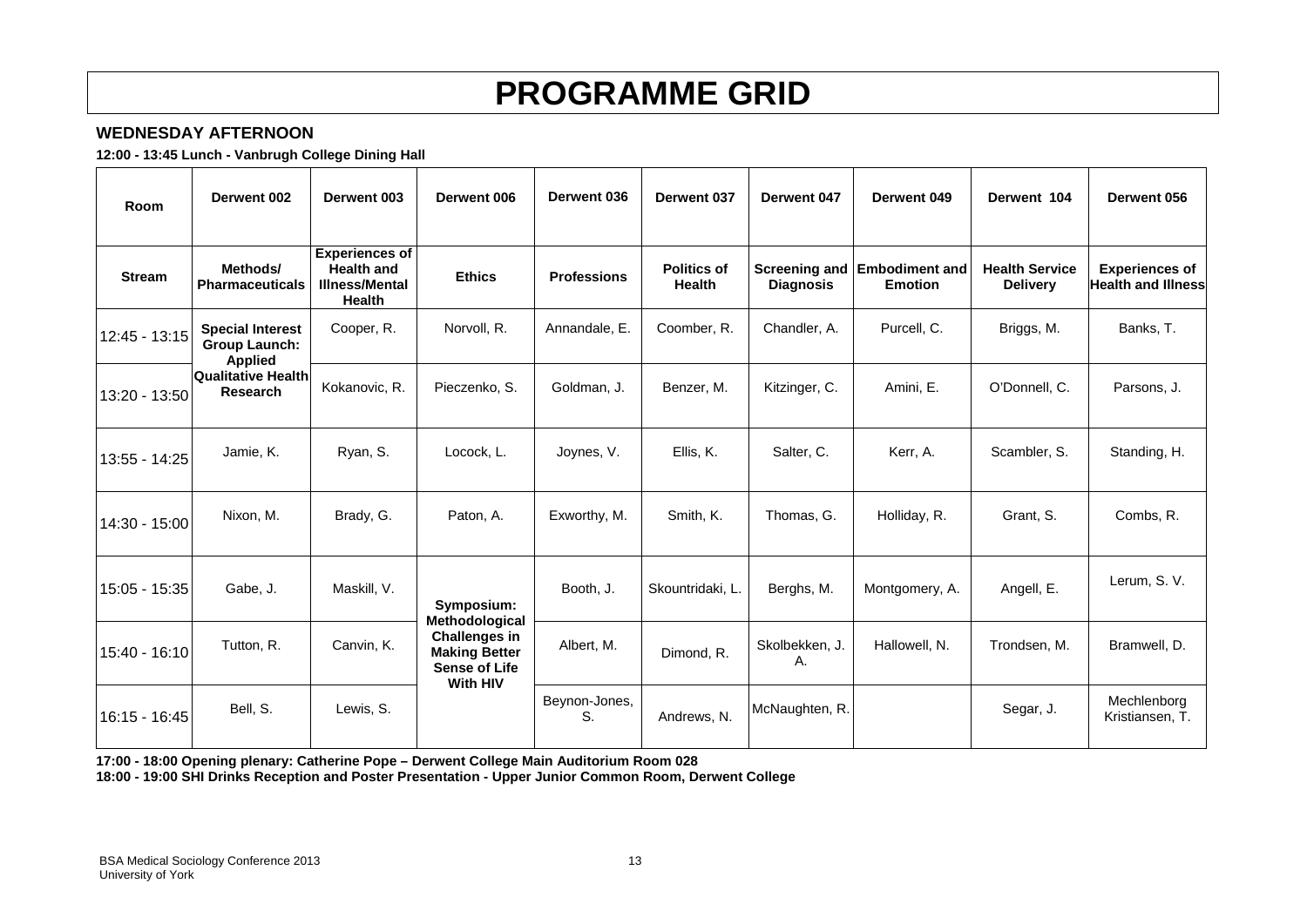# PROGRAMME GRID

**WEDNESDAY AFTERNOON**

**12:00 - 13:45 Lunch - Vanbrugh College Dining Hall**

| Room | Derwent 002 | Derwent 003 | Derwent 006 | Derwent 036 | Derwent 037 | Derwent 047 | Derwent 049 | Derwent 104 | Derwent 056 |
|---|---|---|---|---|---|---|---|---|---|
| **Stream** | **Methods/ Pharmaceuticals** | **Experiences of Health and Illness/Mental Health** | **Ethics** | **Professions** | **Politics of Health** | **Screening and Diagnosis** | **Embodiment and Emotion** | **Health Service Delivery** | **Experiences of Health and Illness** |
| 12:45 - 13:15 | **Special Interest Group Launch: Applied Qualitative Health Research** | Cooper, R. | Norvoll, R. | Annandale, E. | Coomber, R. | Chandler, A. | Purcell, C. | Briggs, M. | Banks, T. |
| 13:20 - 13:50 | | Kokanovic, R. | Pieczenko, S. | Goldman, J. | Benzer, M. | Kitzinger, C. | Amini, E. | O'Donnell, C. | Parsons, J. |
| 13:55 - 14:25 | Jamie, K. | Ryan, S. | Locock, L. | Joynes, V. | Ellis, K. | Salter, C. | Kerr, A. | Scambler, S. | Standing, H. |
| 14:30 - 15:00 | Nixon, M. | Brady, G. | Paton, A. | Exworthy, M. | Smith, K. | Thomas, G. | Holliday, R. | Grant, S. | Combs, R. |
| 15:05 - 15:35 | Gabe, J. | Maskill, V. | **Symposium: Methodological Challenges in Making Better Sense of Life With HIV** | Booth, J. | Skountridaki, L. | Berghs, M. | Montgomery, A. | Angell, E. | Lerum, S. V. |
| 15:40 - 16:10 | Tutton, R. | Canvin, K. | | Albert, M. | Dimond, R. | Skolbekken, J. A. | Hallowell, N. | Trondsen, M. | Bramwell, D. |
| 16:15 - 16:45 | Bell, S. | Lewis, S. | | Beynon-Jones, S. | Andrews, N. | McNaughten, R. | | Segar, J. | Mechlenborg Kristiansen, T. |

**17:00 - 18:00 Opening plenary: Catherine Pope – Derwent College Main Auditorium Room 028**

**18:00 - 19:00 SHI Drinks Reception and Poster Presentation - Upper Junior Common Room, Derwent College**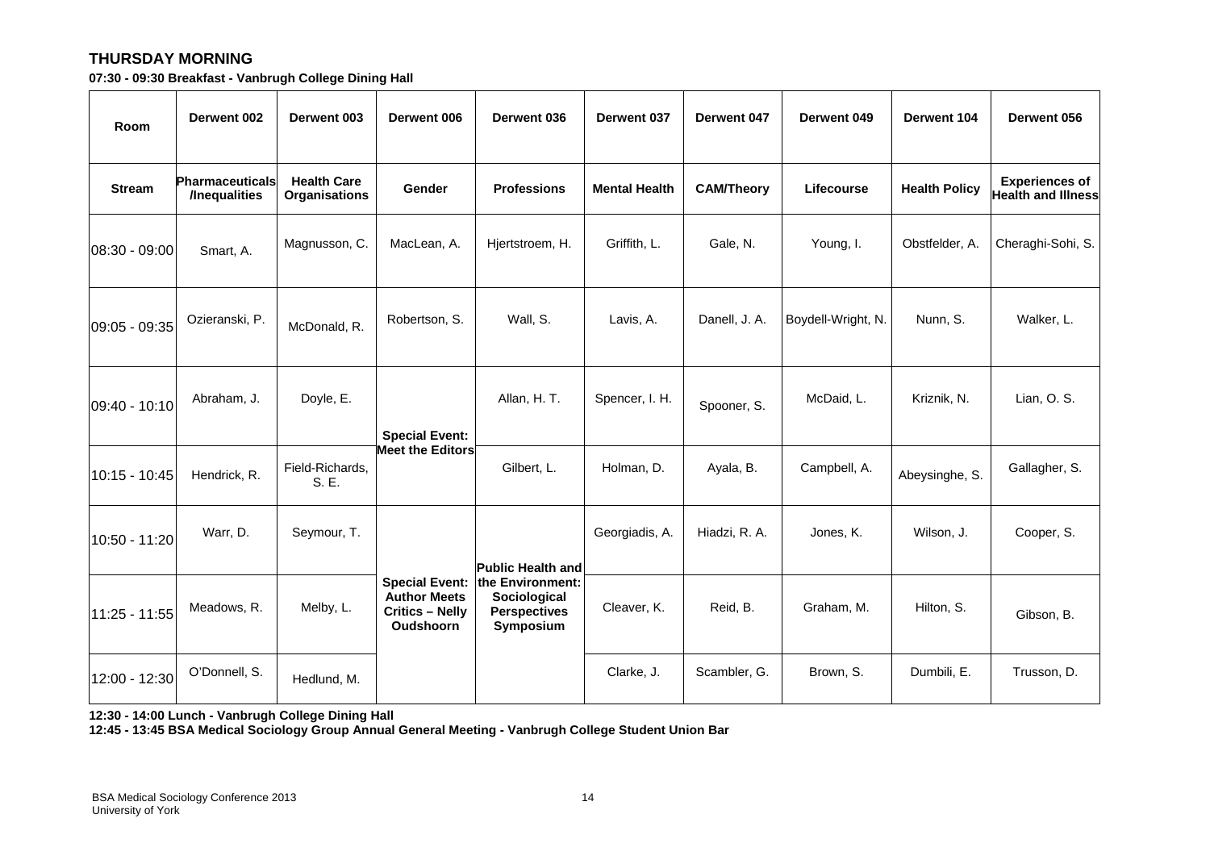## THURSDAY MORNING

**07:30 - 09:30 Breakfast - Vanbrugh College Dining Hall**

| Room | Derwent 002 | Derwent 003 | Derwent 006 | Derwent 036 | Derwent 037 | Derwent 047 | Derwent 049 | Derwent 104 | Derwent 056 |
|---|---|---|---|---|---|---|---|---|---|
| **Stream** | **Pharmaceuticals /Inequalities** | **Health Care Organisations** | **Gender** | **Professions** | **Mental Health** | **CAM/Theory** | **Lifecourse** | **Health Policy** | **Experiences of Health and Illness** |
| 08:30 - 09:00 | Smart, A. | Magnusson, C. | MacLean, A. | Hjertstroem, H. | Griffith, L. | Gale, N. | Young, I. | Obstfelder, A. | Cheraghi-Sohi, S. |
| 09:05 - 09:35 | Ozieranski, P. | McDonald, R. | Robertson, S. | Wall, S. | Lavis, A. | Danell, J. A. | Boydell-Wright, N. | Nunn, S. | Walker, L. |
| 09:40 - 10:10 | Abraham, J. | Doyle, E. | **Special Event: Meet the Editors** | Allan, H. T. | Spencer, I. H. | Spooner, S. | McDaid, L. | Kriznik, N. | Lian, O. S. |
| 10:15 - 10:45 | Hendrick, R. | Field-Richards, S. E. | | Gilbert, L. | Holman, D. | Ayala, B. | Campbell, A. | Abeysinghe, S. | Gallagher, S. |
| 10:50 - 11:20 | Warr, D. | Seymour, T. | **Special Event: Author Meets Critics – Nelly Oudshoorn** | **Public Health and the Environment: Sociological Perspectives Symposium** | Georgiadis, A. | Hiadzi, R. A. | Jones, K. | Wilson, J. | Cooper, S. |
| 11:25 - 11:55 | Meadows, R. | Melby, L. | | | Cleaver, K. | Reid, B. | Graham, M. | Hilton, S. | Gibson, B. |
| 12:00 - 12:30 | O'Donnell, S. | Hedlund, M. | | | Clarke, J. | Scambler, G. | Brown, S. | Dumbili, E. | Trusson, D. |

**12:30 - 14:00 Lunch - Vanbrugh College Dining Hall**
**12:45 - 13:45 BSA Medical Sociology Group Annual General Meeting - Vanbrugh College Student Union Bar**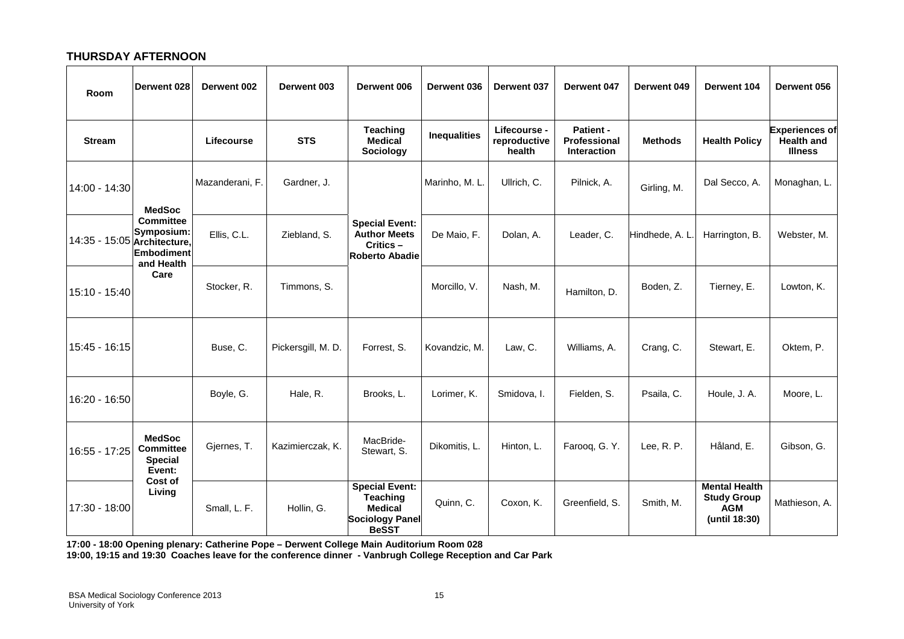## THURSDAY AFTERNOON

| Room | Derwent 028 | Derwent 002 | Derwent 003 | Derwent 006 | Derwent 036 | Derwent 037 | Derwent 047 | Derwent 049 | Derwent 104 | Derwent 056 |
|---|---|---|---|---|---|---|---|---|---|---|
| **Stream** | | **Lifecourse** | **STS** | **Teaching Medical Sociology** | **Inequalities** | **Lifecourse - reproductive health** | **Patient - Professional Interaction** | **Methods** | **Health Policy** | **Experiences of Health and Illness** |
| 14:00 - 14:30 | **MedSoc Committee Symposium: Architecture, Embodiment and Health Care** | Mazanderani, F. | Gardner, J. | **Special Event: Author Meets Critics – Roberto Abadie** | Marinho, M. L. | Ullrich, C. | Pilnick, A. | Girling, M. | Dal Secco, A. | Monaghan, L. |
| 14:35 - 15:05 | | Ellis, C.L. | Ziebland, S. | | De Maio, F. | Dolan, A. | Leader, C. | Hindhede, A. L. | Harrington, B. | Webster, M. |
| 15:10 - 15:40 | | Stocker, R. | Timmons, S. | | Morcillo, V. | Nash, M. | Hamilton, D. | Boden, Z. | Tierney, E. | Lowton, K. |
| 15:45 - 16:15 | | Buse, C. | Pickersgill, M. D. | Forrest, S. | Kovandzic, M. | Law, C. | Williams, A. | Crang, C. | Stewart, E. | Oktem, P. |
| 16:20 - 16:50 | | Boyle, G. | Hale, R. | Brooks, L. | Lorimer, K. | Smidova, I. | Fielden, S. | Psaila, C. | Houle, J. A. | Moore, L. |
| 16:55 - 17:25 | **MedSoc Committee Special Event: Cost of Living** | Gjernes, T. | Kazimierczak, K. | MacBride-Stewart, S. | Dikomitis, L. | Hinton, L. | Farooq, G. Y. | Lee, R. P. | Håland, E. | Gibson, G. |
| 17:30 - 18:00 | | Small, L. F. | Hollin, G. | **Special Event: Teaching Medical Sociology Panel BeSST** | Quinn, C. | Coxon, K. | Greenfield, S. | Smith, M. | **Mental Health Study Group AGM (until 18:30)** | Mathieson, A. |

**17:00 - 18:00 Opening plenary: Catherine Pope – Derwent College Main Auditorium Room 028**

**19:00, 19:15 and 19:30 Coaches leave for the conference dinner - Vanbrugh College Reception and Car Park**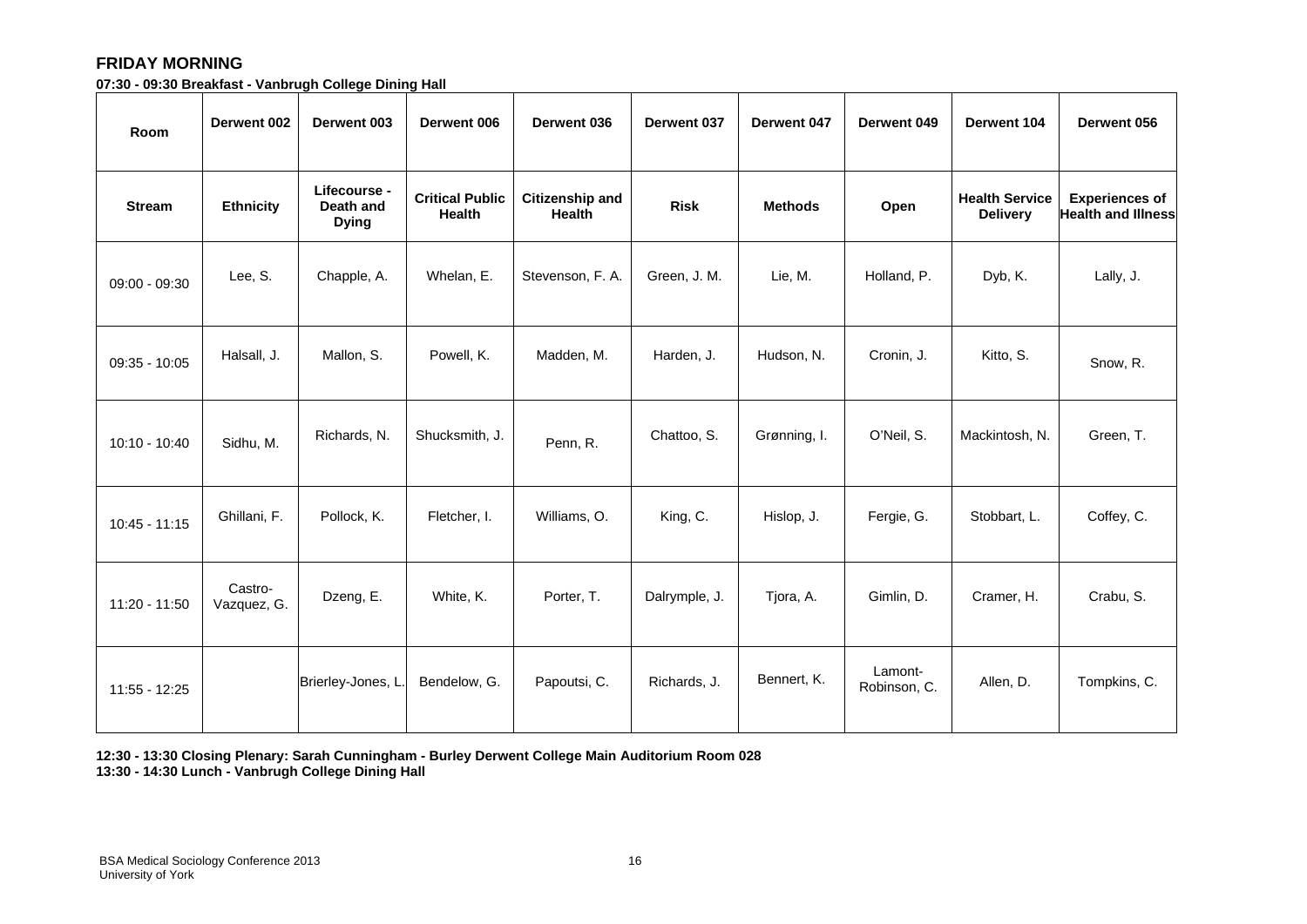## FRIDAY MORNING

**07:30 - 09:30 Breakfast - Vanbrugh College Dining Hall**

| Room | Derwent 002 | Derwent 003 | Derwent 006 | Derwent 036 | Derwent 037 | Derwent 047 | Derwent 049 | Derwent 104 | Derwent 056 |
|---|---|---|---|---|---|---|---|---|---|
| **Stream** | **Ethnicity** | **Lifecourse - Death and Dying** | **Critical Public Health** | **Citizenship and Health** | **Risk** | **Methods** | **Open** | **Health Service Delivery** | **Experiences of Health and Illness** |
| 09:00 - 09:30 | Lee, S. | Chapple, A. | Whelan, E. | Stevenson, F. A. | Green, J. M. | Lie, M. | Holland, P. | Dyb, K. | Lally, J. |
| 09:35 - 10:05 | Halsall, J. | Mallon, S. | Powell, K. | Madden, M. | Harden, J. | Hudson, N. | Cronin, J. | Kitto, S. | Snow, R. |
| 10:10 - 10:40 | Sidhu, M. | Richards, N. | Shucksmith, J. | Penn, R. | Chattoo, S. | Grønning, I. | O'Neil, S. | Mackintosh, N. | Green, T. |
| 10:45 - 11:15 | Ghillani, F. | Pollock, K. | Fletcher, I. | Williams, O. | King, C. | Hislop, J. | Fergie, G. | Stobbart, L. | Coffey, C. |
| 11:20 - 11:50 | Castro-Vazquez, G. | Dzeng, E. | White, K. | Porter, T. | Dalrymple, J. | Tjora, A. | Gimlin, D. | Cramer, H. | Crabu, S. |
| 11:55 - 12:25 | | Brierley-Jones, L. | Bendelow, G. | Papoutsi, C. | Richards, J. | Bennert, K. | Lamont-Robinson, C. | Allen, D. | Tompkins, C. |

**12:30 - 13:30 Closing Plenary: Sarah Cunningham - Burley Derwent College Main Auditorium Room 028**
**13:30 - 14:30 Lunch - Vanbrugh College Dining Hall**